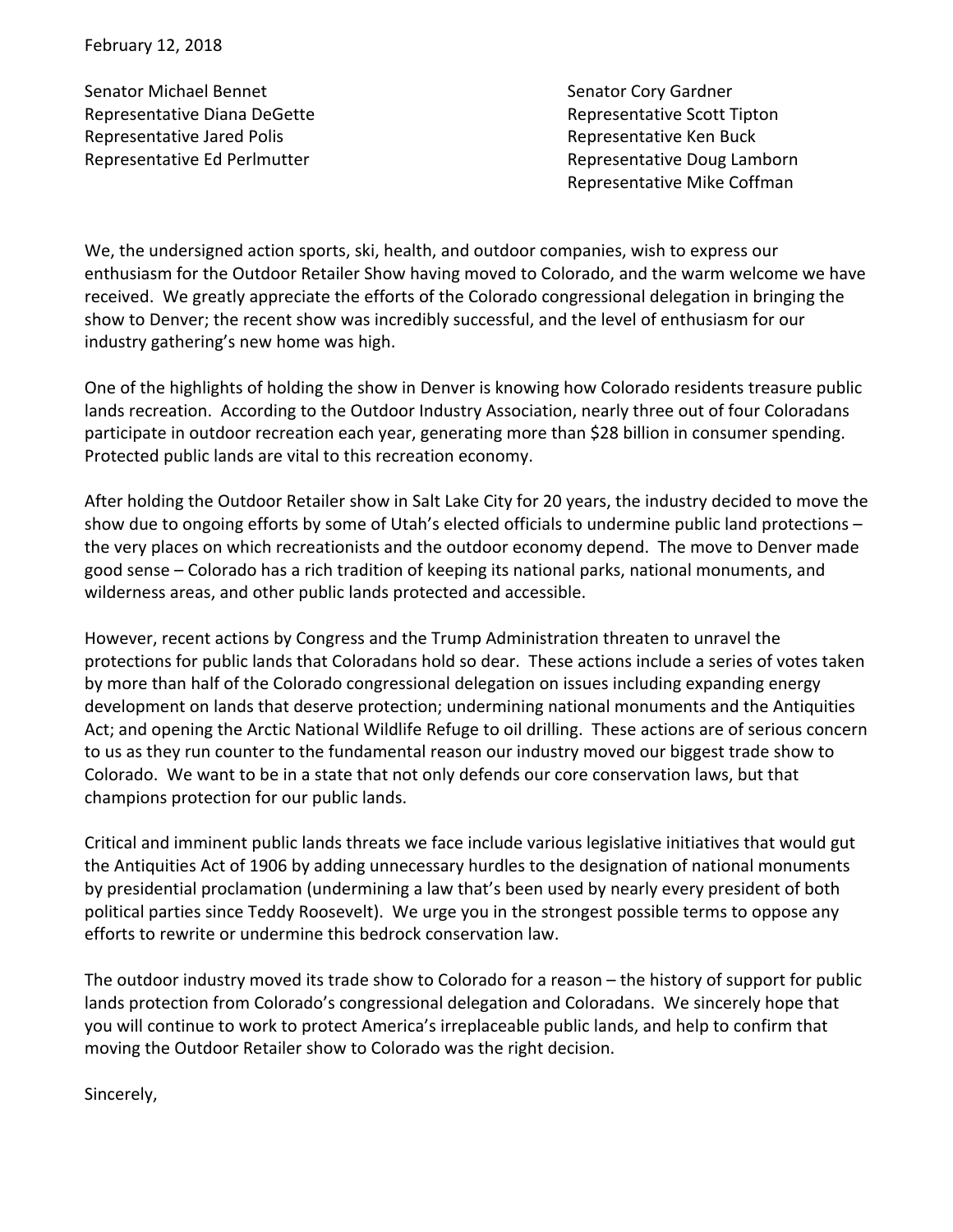February 12, 2018

Senator Michael Bennet
Representative Diana DeGette
Representative Jared Polis
Representative Ed Perlmutter

Senator Cory Gardner
Representative Scott Tipton
Representative Ken Buck
Representative Doug Lamborn
Representative Mike Coffman

We, the undersigned action sports, ski, health, and outdoor companies, wish to express our enthusiasm for the Outdoor Retailer Show having moved to Colorado, and the warm welcome we have received. We greatly appreciate the efforts of the Colorado congressional delegation in bringing the show to Denver; the recent show was incredibly successful, and the level of enthusiasm for our industry gathering's new home was high.

One of the highlights of holding the show in Denver is knowing how Colorado residents treasure public lands recreation. According to the Outdoor Industry Association, nearly three out of four Coloradans participate in outdoor recreation each year, generating more than $28 billion in consumer spending. Protected public lands are vital to this recreation economy.

After holding the Outdoor Retailer show in Salt Lake City for 20 years, the industry decided to move the show due to ongoing efforts by some of Utah's elected officials to undermine public land protections – the very places on which recreationists and the outdoor economy depend. The move to Denver made good sense – Colorado has a rich tradition of keeping its national parks, national monuments, and wilderness areas, and other public lands protected and accessible.

However, recent actions by Congress and the Trump Administration threaten to unravel the protections for public lands that Coloradans hold so dear. These actions include a series of votes taken by more than half of the Colorado congressional delegation on issues including expanding energy development on lands that deserve protection; undermining national monuments and the Antiquities Act; and opening the Arctic National Wildlife Refuge to oil drilling. These actions are of serious concern to us as they run counter to the fundamental reason our industry moved our biggest trade show to Colorado. We want to be in a state that not only defends our core conservation laws, but that champions protection for our public lands.

Critical and imminent public lands threats we face include various legislative initiatives that would gut the Antiquities Act of 1906 by adding unnecessary hurdles to the designation of national monuments by presidential proclamation (undermining a law that's been used by nearly every president of both political parties since Teddy Roosevelt). We urge you in the strongest possible terms to oppose any efforts to rewrite or undermine this bedrock conservation law.

The outdoor industry moved its trade show to Colorado for a reason – the history of support for public lands protection from Colorado's congressional delegation and Coloradans. We sincerely hope that you will continue to work to protect America's irreplaceable public lands, and help to confirm that moving the Outdoor Retailer show to Colorado was the right decision.

Sincerely,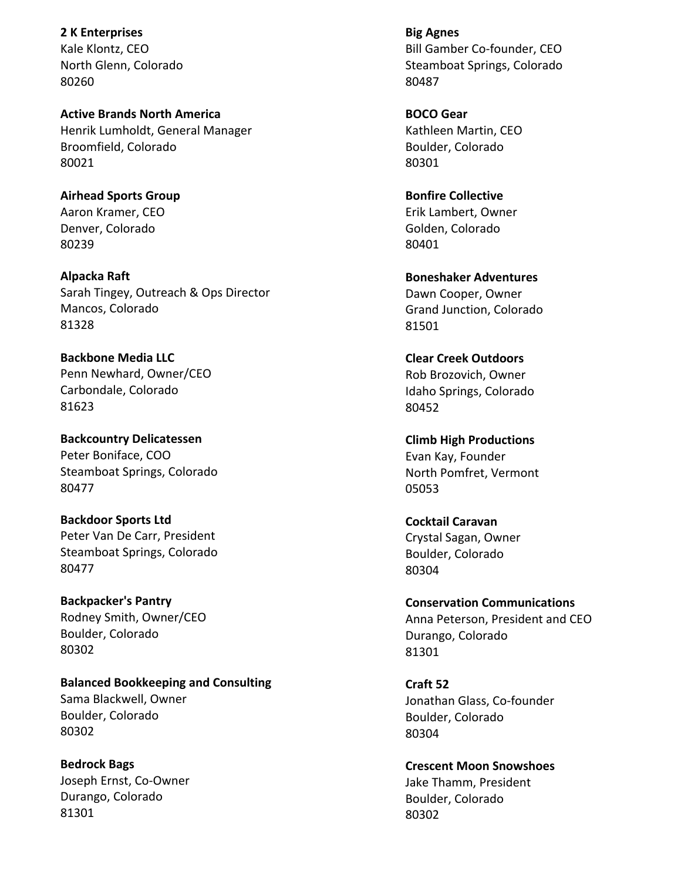**2 K Enterprises**
Kale Klontz, CEO
North Glenn, Colorado
80260

**Active Brands North America**
Henrik Lumholdt, General Manager
Broomfield, Colorado
80021

**Airhead Sports Group**
Aaron Kramer, CEO
Denver, Colorado
80239

**Alpacka Raft**
Sarah Tingey, Outreach & Ops Director
Mancos, Colorado
81328

**Backbone Media LLC**
Penn Newhard, Owner/CEO
Carbondale, Colorado
81623

**Backcountry Delicatessen**
Peter Boniface, COO
Steamboat Springs, Colorado
80477

**Backdoor Sports Ltd**
Peter Van De Carr, President
Steamboat Springs, Colorado
80477

**Backpacker's Pantry**
Rodney Smith, Owner/CEO
Boulder, Colorado
80302

**Balanced Bookkeeping and Consulting**
Sama Blackwell, Owner
Boulder, Colorado
80302

**Bedrock Bags**
Joseph Ernst, Co-Owner
Durango, Colorado
81301

**Big Agnes**
Bill Gamber Co-founder, CEO
Steamboat Springs, Colorado
80487

**BOCO Gear**
Kathleen Martin, CEO
Boulder, Colorado
80301

**Bonfire Collective**
Erik Lambert, Owner
Golden, Colorado
80401

**Boneshaker Adventures**
Dawn Cooper, Owner
Grand Junction, Colorado
81501

**Clear Creek Outdoors**
Rob Brozovich, Owner
Idaho Springs, Colorado
80452

**Climb High Productions**
Evan Kay, Founder
North Pomfret, Vermont
05053

**Cocktail Caravan**
Crystal Sagan, Owner
Boulder, Colorado
80304

**Conservation Communications**
Anna Peterson, President and CEO
Durango, Colorado
81301

**Craft 52**
Jonathan Glass, Co-founder
Boulder, Colorado
80304

**Crescent Moon Snowshoes**
Jake Thamm, President
Boulder, Colorado
80302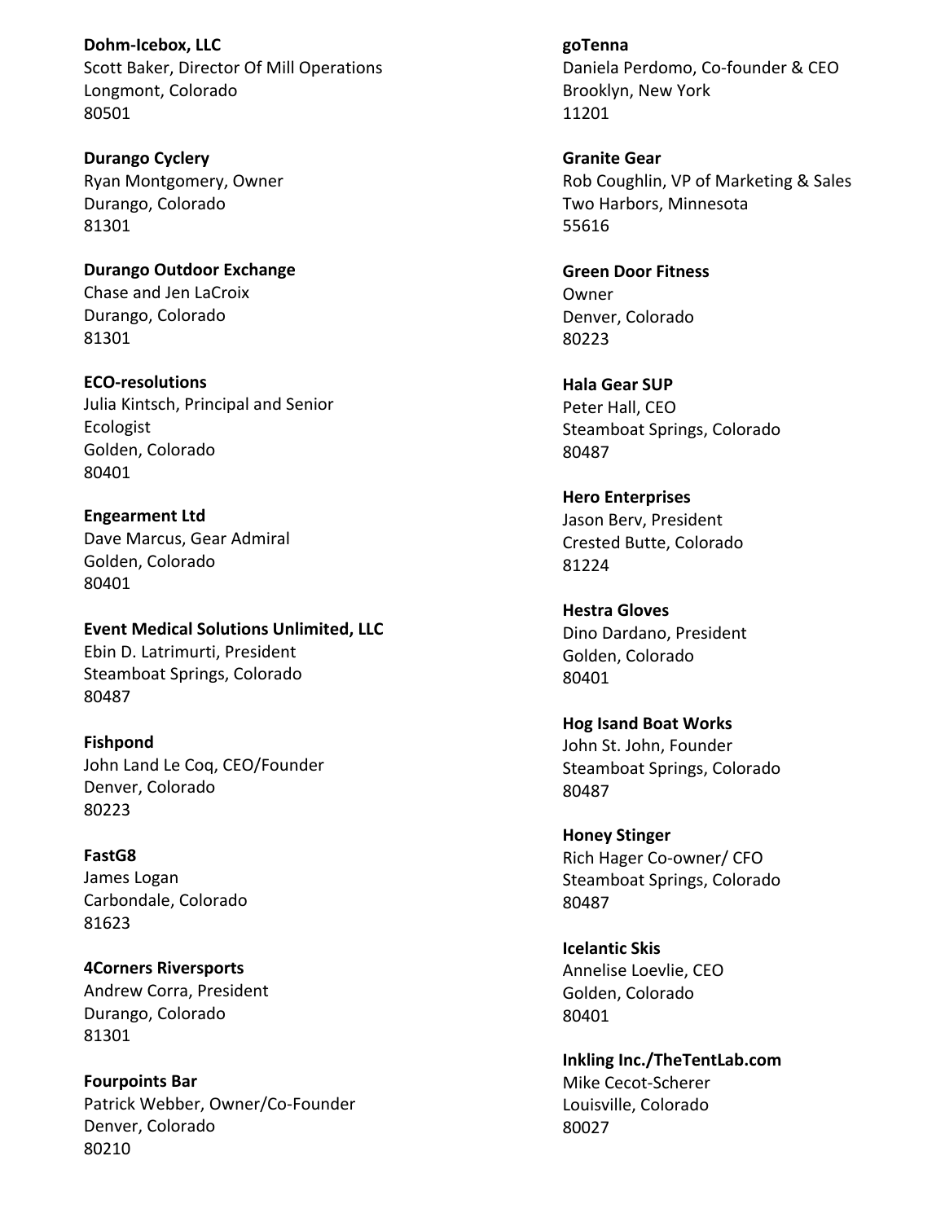**Dohm-Icebox, LLC**
Scott Baker, Director Of Mill Operations
Longmont, Colorado
80501

**Durango Cyclery**
Ryan Montgomery, Owner
Durango, Colorado
81301

**Durango Outdoor Exchange**
Chase and Jen LaCroix
Durango, Colorado
81301

**ECO-resolutions**
Julia Kintsch, Principal and Senior Ecologist
Golden, Colorado
80401

**Engearment Ltd**
Dave Marcus, Gear Admiral
Golden, Colorado
80401

**Event Medical Solutions Unlimited, LLC**
Ebin D. Latrimurti, President
Steamboat Springs, Colorado
80487

**Fishpond**
John Land Le Coq, CEO/Founder
Denver, Colorado
80223

**FastG8**
James Logan
Carbondale, Colorado
81623

**4Corners Riversports**
Andrew Corra, President
Durango, Colorado
81301

**Fourpoints Bar**
Patrick Webber, Owner/Co-Founder
Denver, Colorado
80210

**goTenna**
Daniela Perdomo, Co-founder & CEO
Brooklyn, New York
11201

**Granite Gear**
Rob Coughlin, VP of Marketing & Sales
Two Harbors, Minnesota
55616

**Green Door Fitness**
Owner
Denver, Colorado
80223

**Hala Gear SUP**
Peter Hall, CEO
Steamboat Springs, Colorado
80487

**Hero Enterprises**
Jason Berv, President
Crested Butte, Colorado
81224

**Hestra Gloves**
Dino Dardano, President
Golden, Colorado
80401

**Hog Isand Boat Works**
John St. John, Founder
Steamboat Springs, Colorado
80487

**Honey Stinger**
Rich Hager Co-owner/ CFO
Steamboat Springs, Colorado
80487

**Icelantic Skis**
Annelise Loevlie, CEO
Golden, Colorado
80401

**Inkling Inc./TheTentLab.com**
Mike Cecot-Scherer
Louisville, Colorado
80027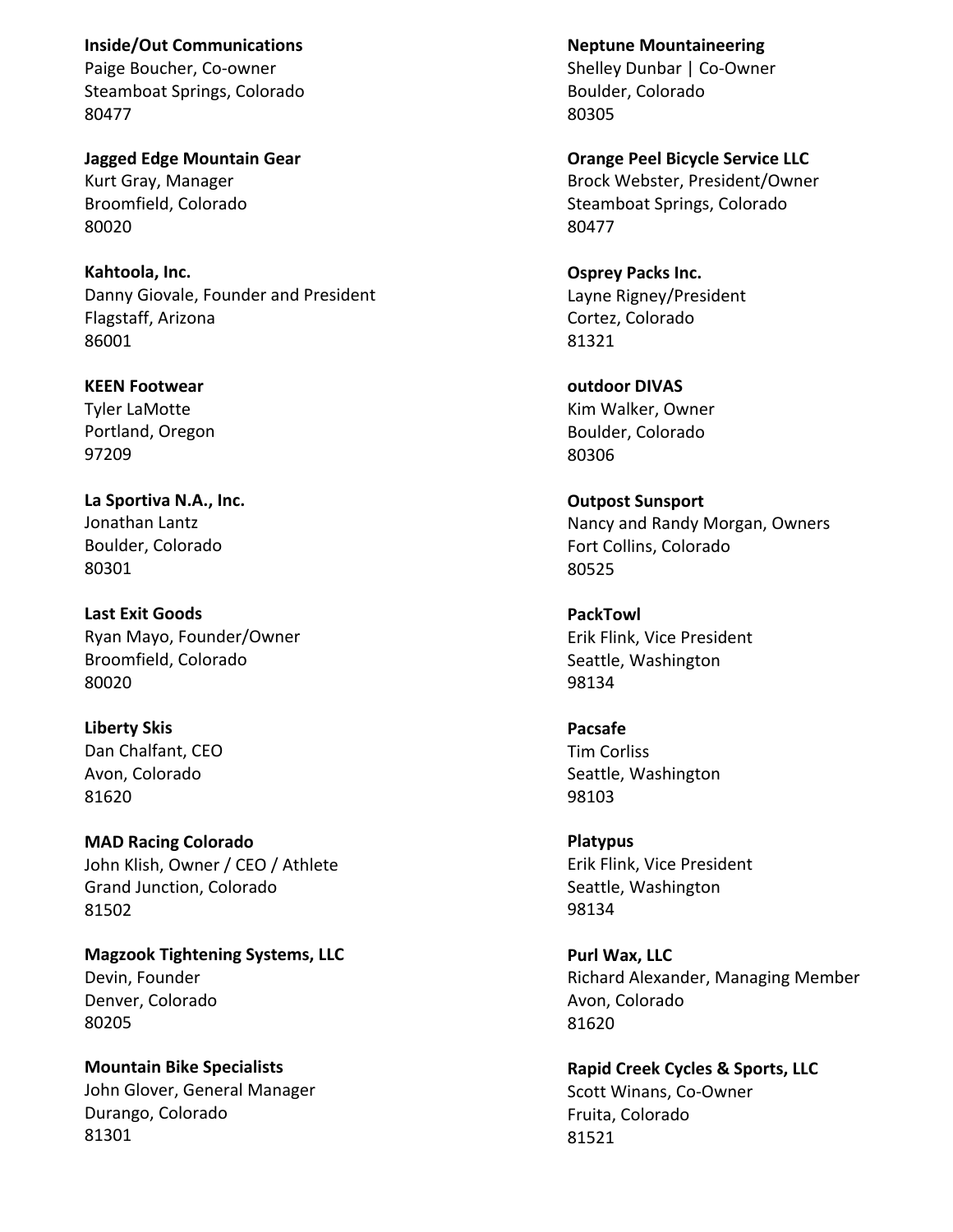**Inside/Out Communications**
Paige Boucher, Co-owner
Steamboat Springs, Colorado
80477

**Jagged Edge Mountain Gear**
Kurt Gray, Manager
Broomfield, Colorado
80020

**Kahtoola, Inc.**
Danny Giovale, Founder and President
Flagstaff, Arizona
86001

**KEEN Footwear**
Tyler LaMotte
Portland, Oregon
97209

**La Sportiva N.A., Inc.**
Jonathan Lantz
Boulder, Colorado
80301

**Last Exit Goods**
Ryan Mayo, Founder/Owner
Broomfield, Colorado
80020

**Liberty Skis**
Dan Chalfant, CEO
Avon, Colorado
81620

**MAD Racing Colorado**
John Klish, Owner / CEO / Athlete
Grand Junction, Colorado
81502

**Magzook Tightening Systems, LLC**
Devin, Founder
Denver, Colorado
80205

**Mountain Bike Specialists**
John Glover, General Manager
Durango, Colorado
81301

**Neptune Mountaineering**
Shelley Dunbar | Co-Owner
Boulder, Colorado
80305

**Orange Peel Bicycle Service LLC**
Brock Webster, President/Owner
Steamboat Springs, Colorado
80477

**Osprey Packs Inc.**
Layne Rigney/President
Cortez, Colorado
81321

**outdoor DIVAS**
Kim Walker, Owner
Boulder, Colorado
80306

**Outpost Sunsport**
Nancy and Randy Morgan, Owners
Fort Collins, Colorado
80525

**PackTowl**
Erik Flink, Vice President
Seattle, Washington
98134

**Pacsafe**
Tim Corliss
Seattle, Washington
98103

**Platypus**
Erik Flink, Vice President
Seattle, Washington
98134

**Purl Wax, LLC**
Richard Alexander, Managing Member
Avon, Colorado
81620

**Rapid Creek Cycles & Sports, LLC**
Scott Winans, Co-Owner
Fruita, Colorado
81521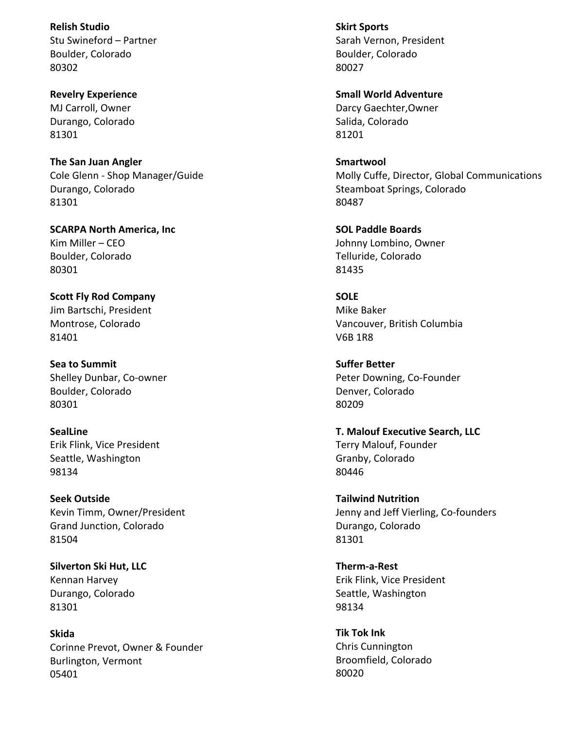**Relish Studio**
Stu Swineford – Partner
Boulder, Colorado
80302

**Revelry Experience**
MJ Carroll, Owner
Durango, Colorado
81301

**The San Juan Angler**
Cole Glenn - Shop Manager/Guide
Durango, Colorado
81301

**SCARPA North America, Inc**
Kim Miller – CEO
Boulder, Colorado
80301

**Scott Fly Rod Company**
Jim Bartschi, President
Montrose, Colorado
81401

**Sea to Summit**
Shelley Dunbar, Co-owner
Boulder, Colorado
80301

**SealLine**
Erik Flink, Vice President
Seattle, Washington
98134

**Seek Outside**
Kevin Timm, Owner/President
Grand Junction, Colorado
81504

**Silverton Ski Hut, LLC**
Kennan Harvey
Durango, Colorado
81301

**Skida**
Corinne Prevot, Owner & Founder
Burlington, Vermont
05401

**Skirt Sports**
Sarah Vernon, President
Boulder, Colorado
80027

**Small World Adventure**
Darcy Gaechter,Owner
Salida, Colorado
81201

**Smartwool**
Molly Cuffe, Director, Global Communications
Steamboat Springs, Colorado
80487

**SOL Paddle Boards**
Johnny Lombino, Owner
Telluride, Colorado
81435

**SOLE**
Mike Baker
Vancouver, British Columbia
V6B 1R8

**Suffer Better**
Peter Downing, Co-Founder
Denver, Colorado
80209

**T. Malouf Executive Search, LLC**
Terry Malouf, Founder
Granby, Colorado
80446

**Tailwind Nutrition**
Jenny and Jeff Vierling, Co-founders
Durango, Colorado
81301

**Therm-a-Rest**
Erik Flink, Vice President
Seattle, Washington
98134

**Tik Tok Ink**
Chris Cunnington
Broomfield, Colorado
80020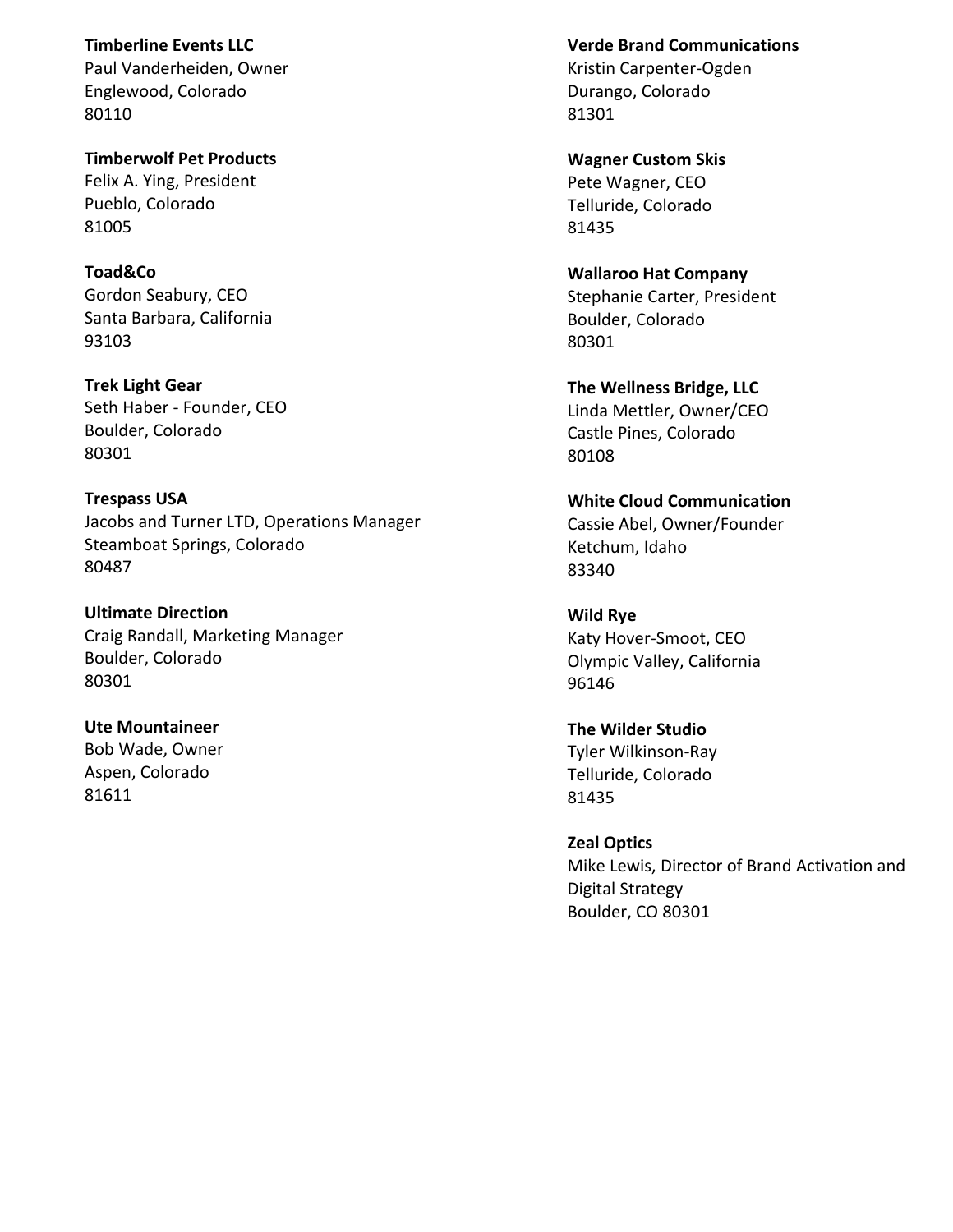**Timberline Events LLC**
Paul Vanderheiden, Owner
Englewood, Colorado
80110

**Timberwolf Pet Products**
Felix A. Ying, President
Pueblo, Colorado
81005

**Toad&Co**
Gordon Seabury, CEO
Santa Barbara, California
93103

**Trek Light Gear**
Seth Haber - Founder, CEO
Boulder, Colorado
80301

**Trespass USA**
Jacobs and Turner LTD, Operations Manager
Steamboat Springs, Colorado
80487

**Ultimate Direction**
Craig Randall, Marketing Manager
Boulder, Colorado
80301

**Ute Mountaineer**
Bob Wade, Owner
Aspen, Colorado
81611

**Verde Brand Communications**
Kristin Carpenter-Ogden
Durango, Colorado
81301

**Wagner Custom Skis**
Pete Wagner, CEO
Telluride, Colorado
81435

**Wallaroo Hat Company**
Stephanie Carter, President
Boulder, Colorado
80301

**The Wellness Bridge, LLC**
Linda Mettler, Owner/CEO
Castle Pines, Colorado
80108

**White Cloud Communication**
Cassie Abel, Owner/Founder
Ketchum, Idaho
83340

**Wild Rye**
Katy Hover-Smoot, CEO
Olympic Valley, California
96146

**The Wilder Studio**
Tyler Wilkinson-Ray
Telluride, Colorado
81435

**Zeal Optics**
Mike Lewis, Director of Brand Activation and Digital Strategy
Boulder, CO 80301